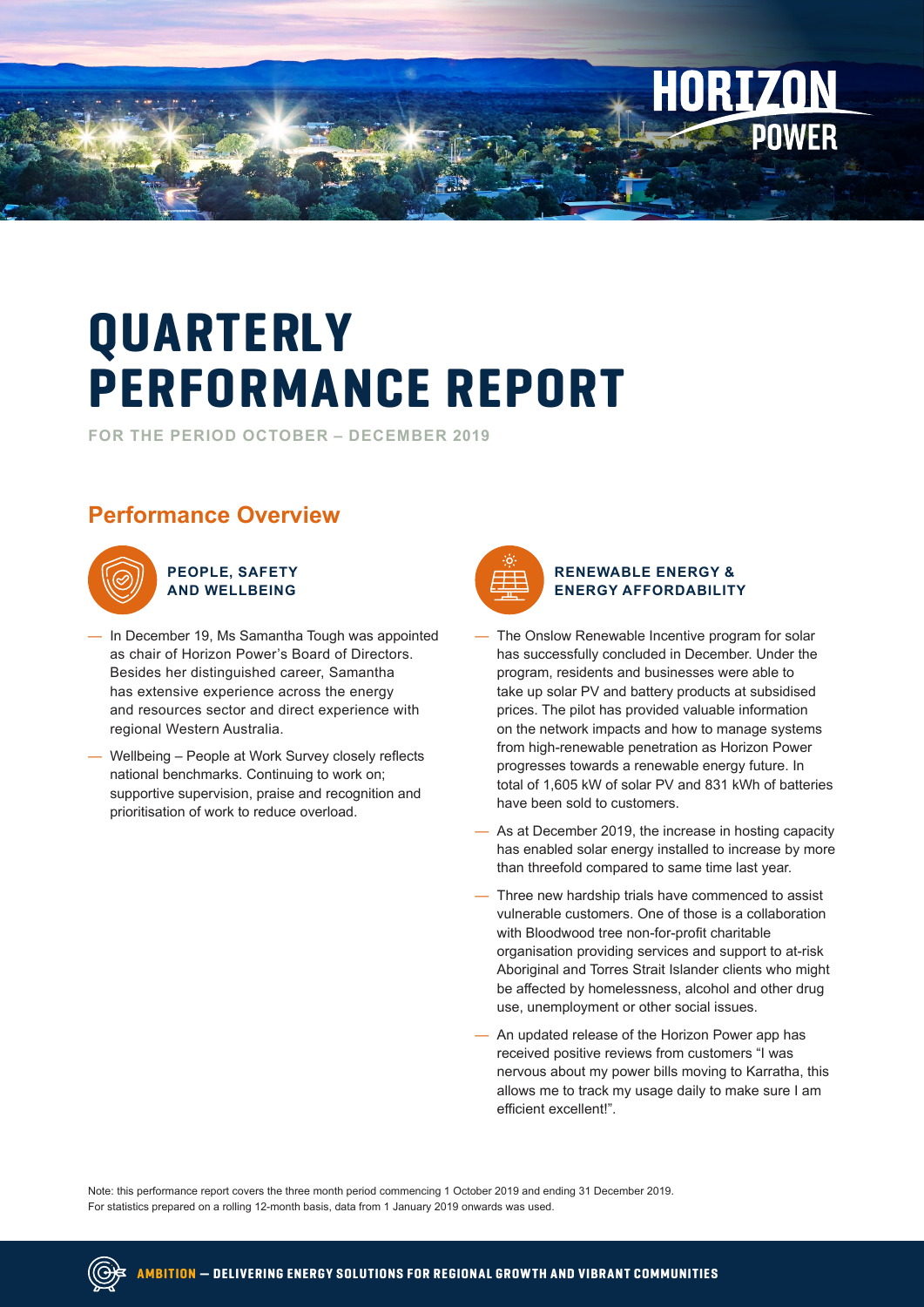HORIZON POWER

# QUARTERLY PERFORMANCE REPORT

**FOR THE PERIOD OCTOBER – DECEMBER 2019**

## Performance Overview

### PEOPLE, SAFETY AND WELLBEING

- In December 19, Ms Samantha Tough was appointed as chair of Horizon Power's Board of Directors. Besides her distinguished career, Samantha has extensive experience across the energy and resources sector and direct experience with regional Western Australia.
- Wellbeing – People at Work Survey closely reflects national benchmarks. Continuing to work on; supportive supervision, praise and recognition and prioritisation of work to reduce overload.

### RENEWABLE ENERGY & ENERGY AFFORDABILITY

- The Onslow Renewable Incentive program for solar has successfully concluded in December. Under the program, residents and businesses were able to take up solar PV and battery products at subsidised prices. The pilot has provided valuable information on the network impacts and how to manage systems from high-renewable penetration as Horizon Power progresses towards a renewable energy future. In total of 1,605 kW of solar PV and 831 kWh of batteries have been sold to customers.
- As at December 2019, the increase in hosting capacity has enabled solar energy installed to increase by more than threefold compared to same time last year.
- Three new hardship trials have commenced to assist vulnerable customers. One of those is a collaboration with Bloodwood tree non-for-profit charitable organisation providing services and support to at-risk Aboriginal and Torres Strait Islander clients who might be affected by homelessness, alcohol and other drug use, unemployment or other social issues.
- An updated release of the Horizon Power app has received positive reviews from customers "I was nervous about my power bills moving to Karratha, this allows me to track my usage daily to make sure I am efficient excellent!".

Note: this performance report covers the three month period commencing 1 October 2019 and ending 31 December 2019. For statistics prepared on a rolling 12-month basis, data from 1 January 2019 onwards was used.

**AMBITION — DELIVERING ENERGY SOLUTIONS FOR REGIONAL GROWTH AND VIBRANT COMMUNITIES**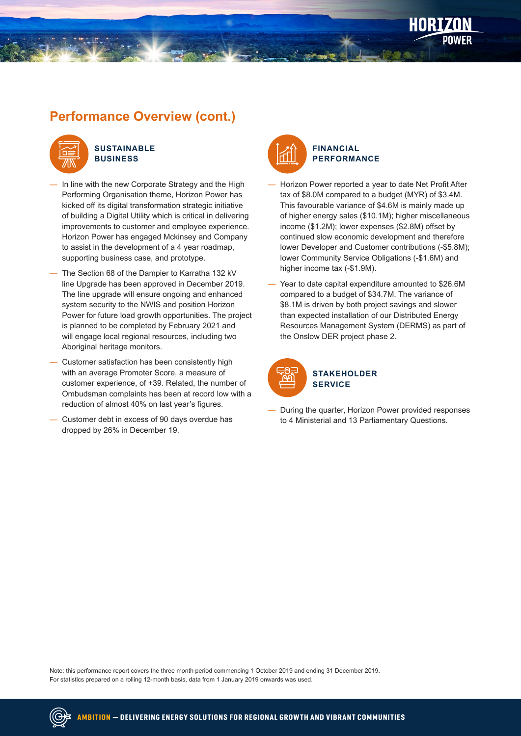## Performance Overview (cont.)

### SUSTAINABLE BUSINESS

- In line with the new Corporate Strategy and the High Performing Organisation theme, Horizon Power has kicked off its digital transformation strategic initiative of building a Digital Utility which is critical in delivering improvements to customer and employee experience. Horizon Power has engaged Mckinsey and Company to assist in the development of a 4 year roadmap, supporting business case, and prototype.
- The Section 68 of the Dampier to Karratha 132 kV line Upgrade has been approved in December 2019. The line upgrade will ensure ongoing and enhanced system security to the NWIS and position Horizon Power for future load growth opportunities. The project is planned to be completed by February 2021 and will engage local regional resources, including two Aboriginal heritage monitors.
- Customer satisfaction has been consistently high with an average Promoter Score, a measure of customer experience, of +39. Related, the number of Ombudsman complaints has been at record low with a reduction of almost 40% on last year's figures.
- Customer debt in excess of 90 days overdue has dropped by 26% in December 19.

### FINANCIAL PERFORMANCE

- Horizon Power reported a year to date Net Profit After tax of $8.0M compared to a budget (MYR) of $3.4M. This favourable variance of $4.6M is mainly made up of higher energy sales ($10.1M); higher miscellaneous income ($1.2M); lower expenses ($2.8M) offset by continued slow economic development and therefore lower Developer and Customer contributions (-$5.8M); lower Community Service Obligations (-$1.6M) and higher income tax (-$1.9M).
- Year to date capital expenditure amounted to $26.6M compared to a budget of $34.7M. The variance of $8.1M is driven by both project savings and slower than expected installation of our Distributed Energy Resources Management System (DERMS) as part of the Onslow DER project phase 2.

### STAKEHOLDER SERVICE

- During the quarter, Horizon Power provided responses to 4 Ministerial and 13 Parliamentary Questions.

Note: this performance report covers the three month period commencing 1 October 2019 and ending 31 December 2019. For statistics prepared on a rolling 12-month basis, data from 1 January 2019 onwards was used.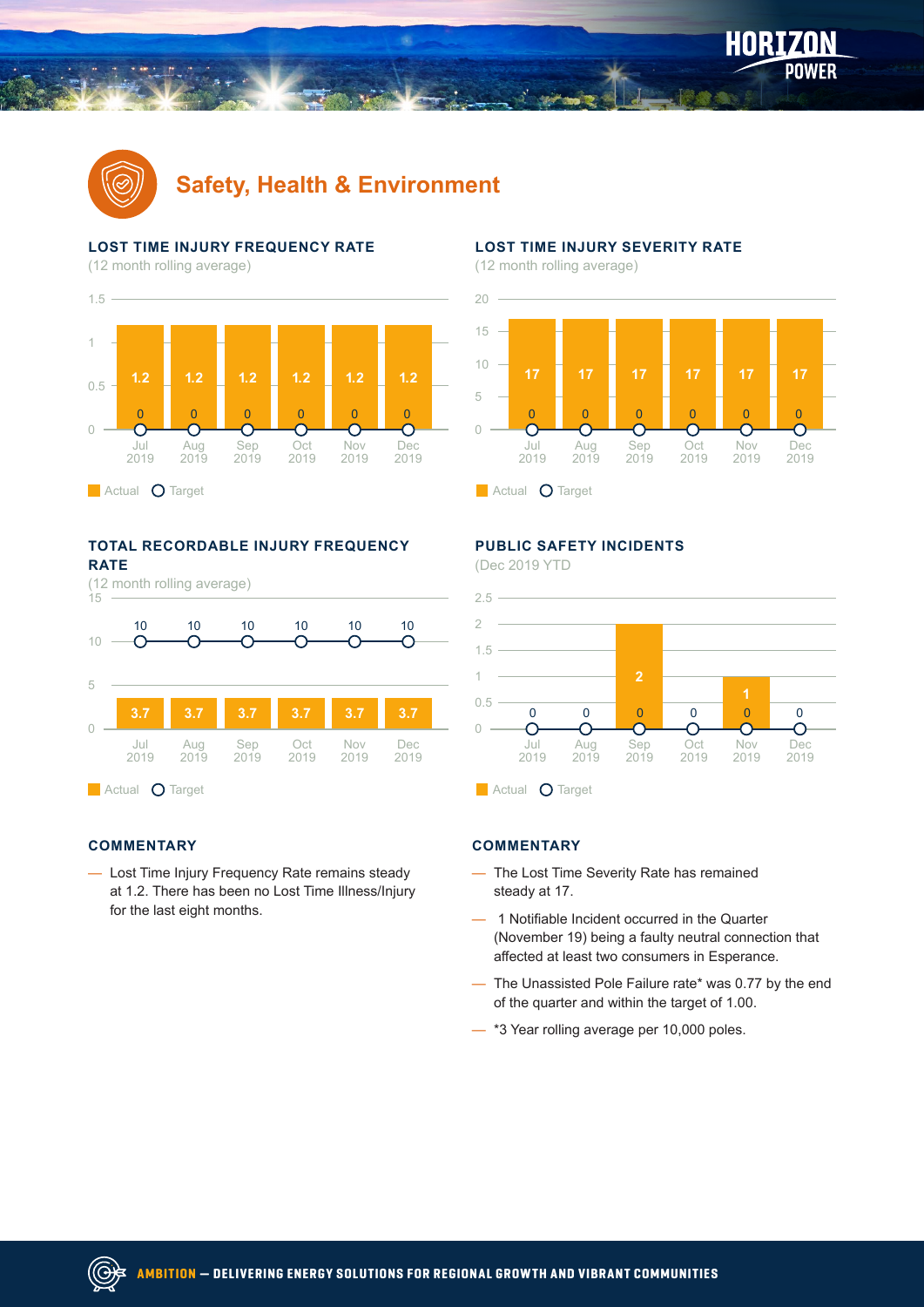## Safety, Health & Environment

### LOST TIME INJURY FREQUENCY RATE

(12 month rolling average)

| | Jul 2019 | Aug 2019 | Sep 2019 | Oct 2019 | Nov 2019 | Dec 2019 |
|---|---|---|---|---|---|---|
| Actual | 1.2 | 1.2 | 1.2 | 1.2 | 1.2 | 1.2 |
| Target | 0 | 0 | 0 | 0 | 0 | 0 |

### LOST TIME INJURY SEVERITY RATE

(12 month rolling average)

| | Jul 2019 | Aug 2019 | Sep 2019 | Oct 2019 | Nov 2019 | Dec 2019 |
|---|---|---|---|---|---|---|
| Actual | 17 | 17 | 17 | 17 | 17 | 17 |
| Target | 0 | 0 | 0 | 0 | 0 | 0 |

### TOTAL RECORDABLE INJURY FREQUENCY RATE

(12 month rolling average)

| | Jul 2019 | Aug 2019 | Sep 2019 | Oct 2019 | Nov 2019 | Dec 2019 |
|---|---|---|---|---|---|---|
| Actual | 3.7 | 3.7 | 3.7 | 3.7 | 3.7 | 3.7 |
| Target | 10 | 10 | 10 | 10 | 10 | 10 |

### PUBLIC SAFETY INCIDENTS

(Dec 2019 YTD)

| | Jul 2019 | Aug 2019 | Sep 2019 | Oct 2019 | Nov 2019 | Dec 2019 |
|---|---|---|---|---|---|---|
| Actual | | | 2 | | 1 | |
| Target | 0 | 0 | 0 | 0 | 0 | 0 |

### COMMENTARY

- Lost Time Injury Frequency Rate remains steady at 1.2. There has been no Lost Time Illness/Injury for the last eight months.

### COMMENTARY

- The Lost Time Severity Rate has remained steady at 17.
- 1 Notifiable Incident occurred in the Quarter (November 19) being a faulty neutral connection that affected at least two consumers in Esperance.
- The Unassisted Pole Failure rate* was 0.77 by the end of the quarter and within the target of 1.00.
- *3 Year rolling average per 10,000 poles.

**AMBITION — DELIVERING ENERGY SOLUTIONS FOR REGIONAL GROWTH AND VIBRANT COMMUNITIES**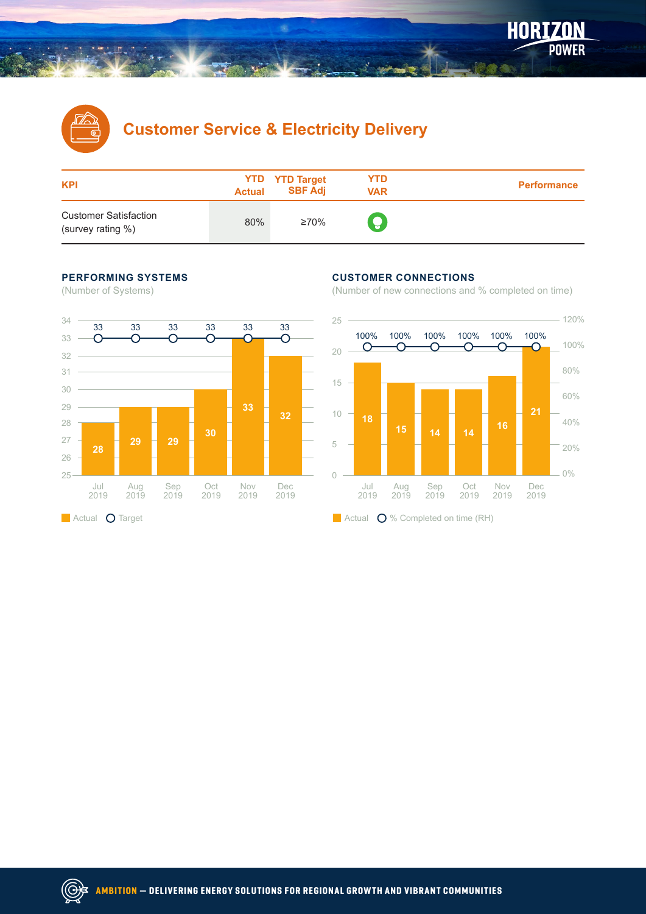# Customer Service & Electricity Delivery

| KPI | YTD Actual | YTD Target SBF Adj | YTD VAR | Performance |
|---|---|---|---|---|
| Customer Satisfaction (survey rating %) | 80% | ≥70% | | |

### PERFORMING SYSTEMS

(Number of Systems)

| | Jul 2019 | Aug 2019 | Sep 2019 | Oct 2019 | Nov 2019 | Dec 2019 |
|---|---|---|---|---|---|---|
| Actual | 28 | 29 | 29 | 30 | 33 | 32 |
| Target | 33 | 33 | 33 | 33 | 33 | 33 |

### CUSTOMER CONNECTIONS

(Number of new connections and % completed on time)

| | Jul 2019 | Aug 2019 | Sep 2019 | Oct 2019 | Nov 2019 | Dec 2019 |
|---|---|---|---|---|---|---|
| Actual | 18 | 15 | 14 | 14 | 16 | 21 |
| % Completed on time (RH) | 100% | 100% | 100% | 100% | 100% | 100% |

**AMBITION** — DELIVERING ENERGY SOLUTIONS FOR REGIONAL GROWTH AND VIBRANT COMMUNITIES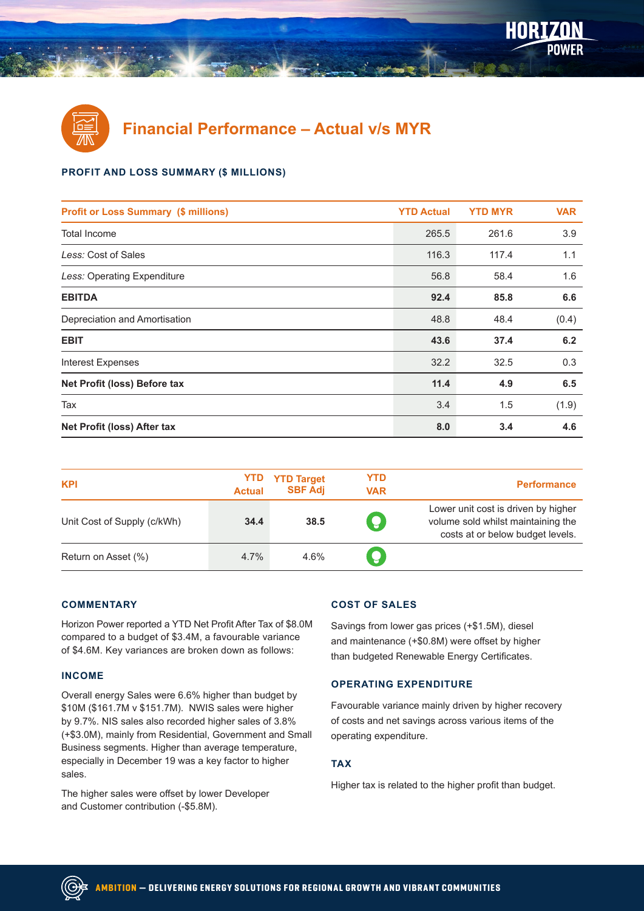## Financial Performance – Actual v/s MYR

### PROFIT AND LOSS SUMMARY ($ MILLIONS)

| Profit or Loss Summary ($ millions) | YTD Actual | YTD MYR | VAR |
|---|---|---|---|
| Total Income | 265.5 | 261.6 | 3.9 |
| *Less:* Cost of Sales | 116.3 | 117.4 | 1.1 |
| *Less:* Operating Expenditure | 56.8 | 58.4 | 1.6 |
| **EBITDA** | **92.4** | **85.8** | **6.6** |
| Depreciation and Amortisation | 48.8 | 48.4 | (0.4) |
| **EBIT** | **43.6** | **37.4** | **6.2** |
| Interest Expenses | 32.2 | 32.5 | 0.3 |
| **Net Profit (loss) Before tax** | **11.4** | **4.9** | **6.5** |
| Tax | 3.4 | 1.5 | (1.9) |
| **Net Profit (loss) After tax** | **8.0** | **3.4** | **4.6** |

| KPI | YTD Actual | YTD Target SBF Adj | YTD VAR | Performance |
|---|---|---|---|---|
| Unit Cost of Supply (c/kWh) | **34.4** | **38.5** | ● | Lower unit cost is driven by higher volume sold whilst maintaining the costs at or below budget levels. |
| Return on Asset (%) | 4.7% | 4.6% | ● | |

### COMMENTARY

Horizon Power reported a YTD Net Profit After Tax of $8.0M compared to a budget of $3.4M, a favourable variance of $4.6M. Key variances are broken down as follows:

### INCOME

Overall energy Sales were 6.6% higher than budget by $10M ($161.7M v $151.7M). NWIS sales were higher by 9.7%. NIS sales also recorded higher sales of 3.8% (+$3.0M), mainly from Residential, Government and Small Business segments. Higher than average temperature, especially in December 19 was a key factor to higher sales.

The higher sales were offset by lower Developer and Customer contribution (-$5.8M).

### COST OF SALES

Savings from lower gas prices (+$1.5M), diesel and maintenance (+$0.8M) were offset by higher than budgeted Renewable Energy Certificates.

### OPERATING EXPENDITURE

Favourable variance mainly driven by higher recovery of costs and net savings across various items of the operating expenditure.

### TAX

Higher tax is related to the higher profit than budget.

**AMBITION — DELIVERING ENERGY SOLUTIONS FOR REGIONAL GROWTH AND VIBRANT COMMUNITIES**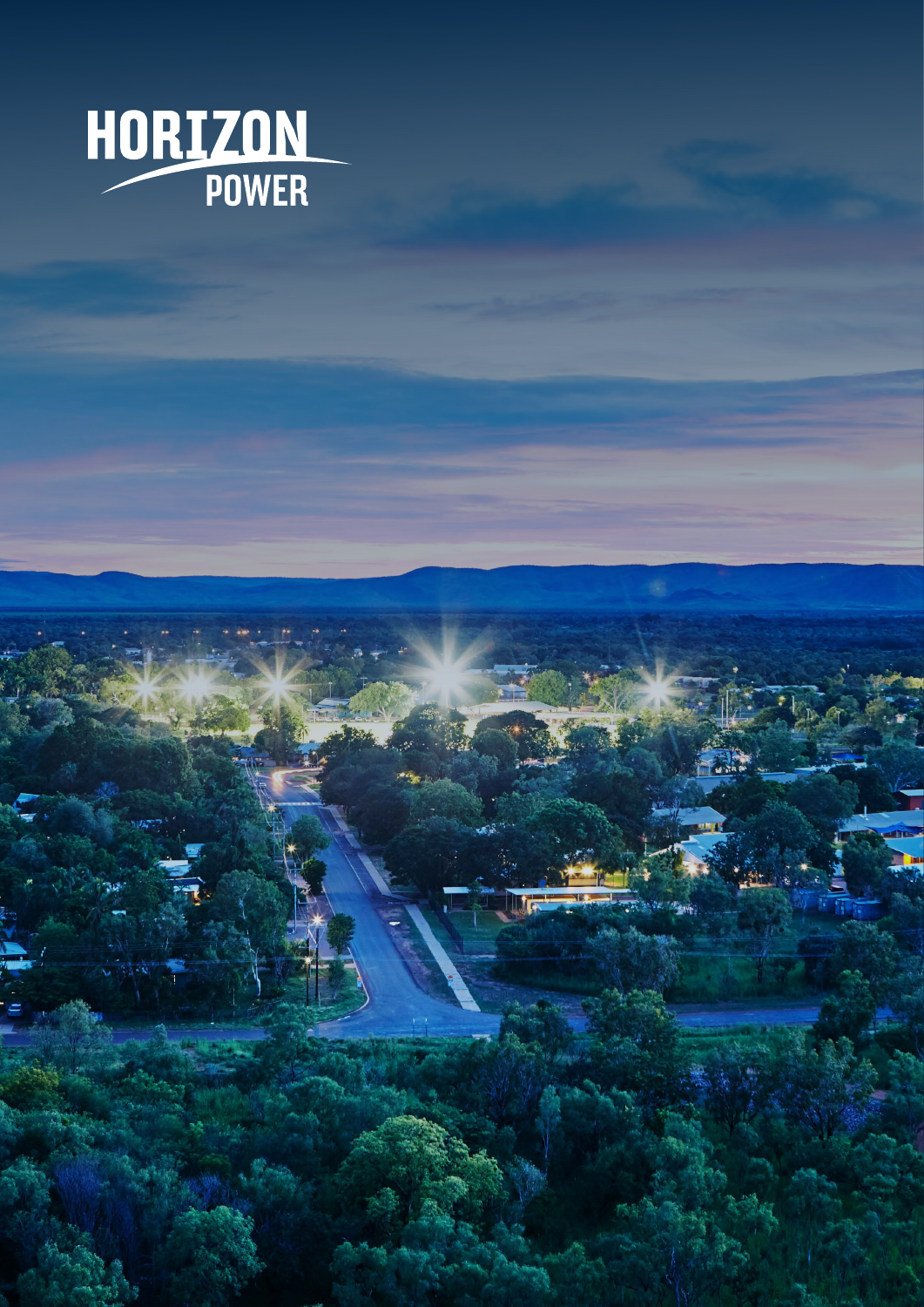HORIZON POWER